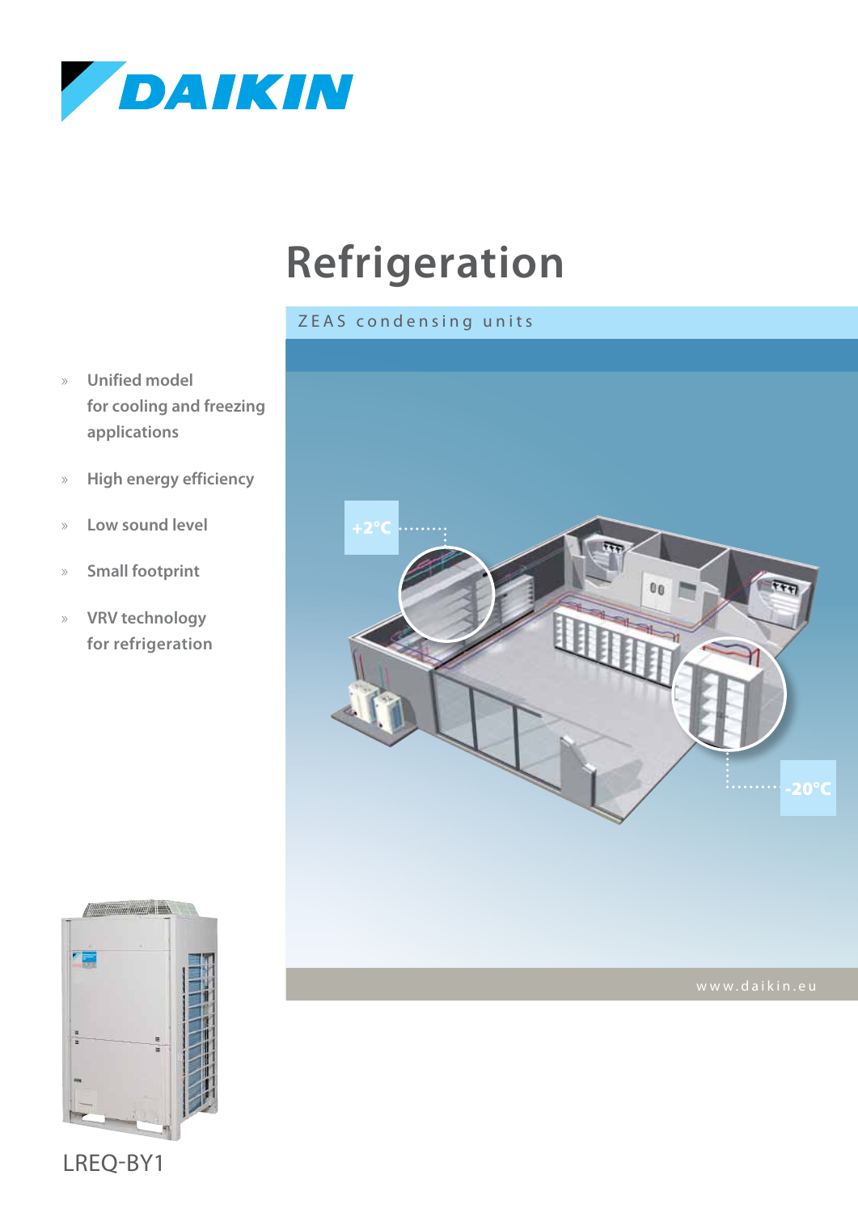DAIKIN

# Refrigeration

ZEAS condensing units

- Unified model for cooling and freezing applications
- High energy efficiency
- Low sound level
- Small footprint
- VRV technology for refrigeration

+2°C

-20°C

www.daikin.eu

LREQ-BY1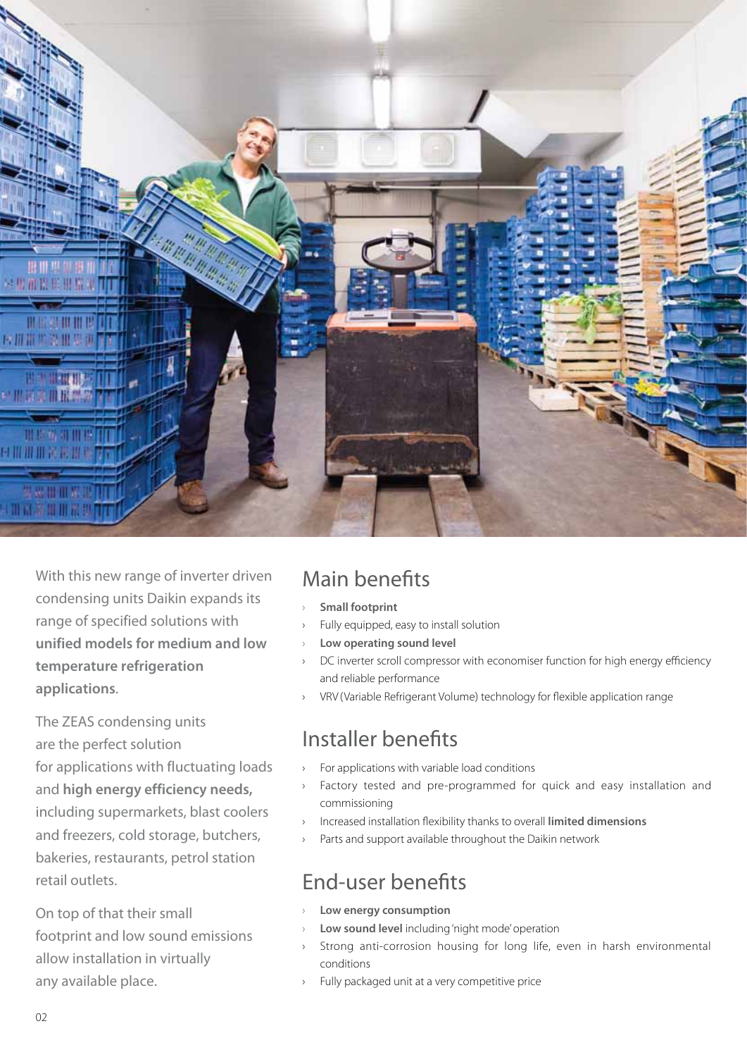With this new range of inverter driven condensing units Daikin expands its range of specified solutions with **unified models for medium and low temperature refrigeration applications**.

The ZEAS condensing units are the perfect solution for applications with fluctuating loads and **high energy efficiency needs,** including supermarkets, blast coolers and freezers, cold storage, butchers, bakeries, restaurants, petrol station retail outlets.

On top of that their small footprint and low sound emissions allow installation in virtually any available place.

## Main benefits

- **Small footprint**
- Fully equipped, easy to install solution
- **Low operating sound level**
- DC inverter scroll compressor with economiser function for high energy efficiency and reliable performance
- VRV (Variable Refrigerant Volume) technology for flexible application range

## Installer benefits

- For applications with variable load conditions
- Factory tested and pre-programmed for quick and easy installation and commissioning
- Increased installation flexibility thanks to overall **limited dimensions**
- Parts and support available throughout the Daikin network

## End-user benefits

- **Low energy consumption**
- **Low sound level** including 'night mode' operation
- Strong anti-corrosion housing for long life, even in harsh environmental conditions
- Fully packaged unit at a very competitive price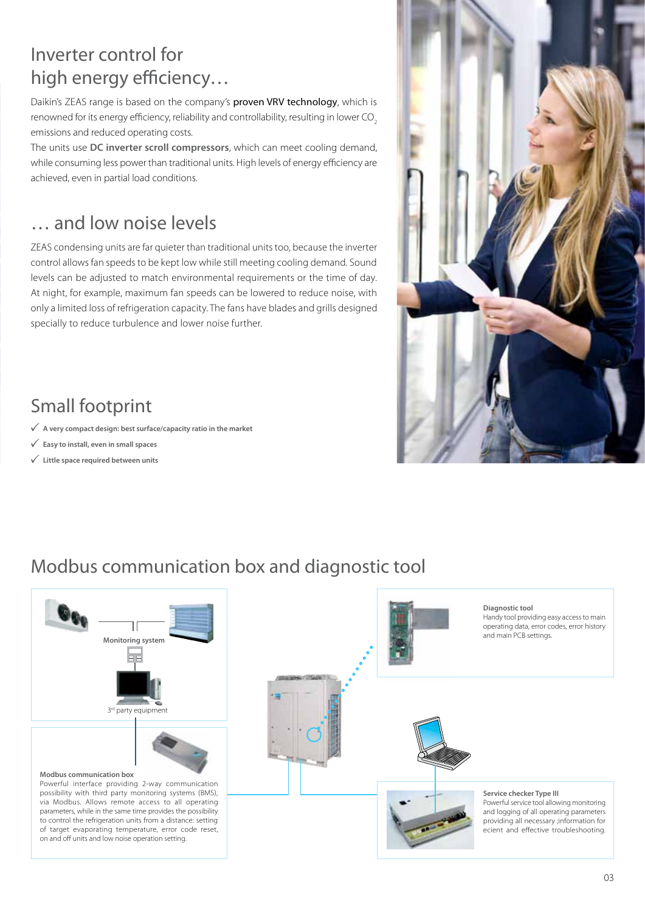## Inverter control for high energy efficiency…

Daikin's ZEAS range is based on the company's proven VRV technology, which is renowned for its energy efficiency, reliability and controllability, resulting in lower $CO_2$ emissions and reduced operating costs.

The units use **DC inverter scroll compressors**, which can meet cooling demand, while consuming less power than traditional units. High levels of energy efficiency are achieved, even in partial load conditions.

## … and low noise levels

ZEAS condensing units are far quieter than traditional units too, because the inverter control allows fan speeds to be kept low while still meeting cooling demand. Sound levels can be adjusted to match environmental requirements or the time of day. At night, for example, maximum fan speeds can be lowered to reduce noise, with only a limited loss of refrigeration capacity. The fans have blades and grills designed specially to reduce turbulence and lower noise further.

## Small footprint

- ✓ **A very compact design: best surface/capacity ratio in the market**
- ✓ **Easy to install, even in small spaces**
- ✓ **Little space required between units**

## Modbus communication box and diagnostic tool

Monitoring system

3rd party equipment

**Modbus communication box**
Powerful interface providing 2-way communication possibility with third party monitoring systems (BMS), via Modbus. Allows remote access to all operating parameters, while in the same time provides the possibility to control the refrigeration units from a distance: setting of target evaporating temperature, error code reset, on and off units and low noise operation setting.

**Diagnostic tool**
Handy tool providing easy access to main operating data, error codes, error history and main PCB settings.

**Service checker Type III**
Powerful service tool allowing monitoring and logging of all operating parameters providing all necessary ;information for ecient and effective troubleshooting.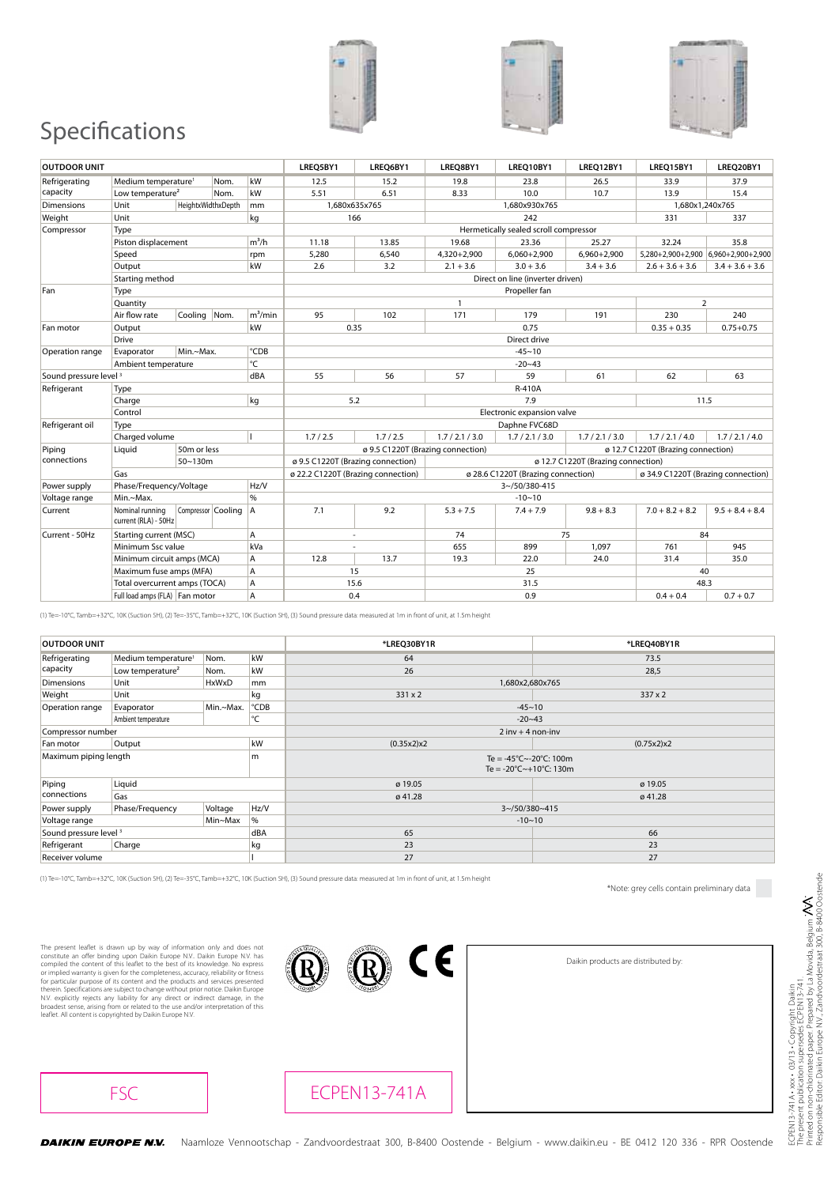# Specifications

| OUTDOOR UNIT | | | | | LREQ5BY1 | LREQ6BY1 | LREQ8BY1 | LREQ10BY1 | LREQ12BY1 | LREQ15BY1 | LREQ20BY1 |
|---|---|---|---|---|---|---|---|---|---|---|---|
| Refrigerating capacity | Medium temperature[1] | | Nom. | kW | 12.5 | 15.2 | 19.8 | 23.8 | 26.5 | 33.9 | 37.9 |
| | Low temperature[2] | | Nom. | kW | 5.51 | 6.51 | 8.33 | 10.0 | 10.7 | 13.9 | 15.4 |
| Dimensions | Unit | HeightxWidthxDepth | | mm | 1,680x635x765 | | 1,680x930x765 | | | 1,680x1,240x765 | |
| Weight | Unit | | | kg | 166 | | 242 | | | 331 | 337 |
| Compressor | Type | | | | Hermetically sealed scroll compressor | | | | | | |
| | Piston displacement | | | m³/h | 11.18 | 13.85 | 19.68 | 23.36 | 25.27 | 32.24 | 35.8 |
| | Speed | | | rpm | 5,280 | 6,540 | 4,320+2,900 | 6,060+2,900 | 6,960+2,900 | 5,280+2,900+2,900 | 6,960+2,900+2,900 |
| | Output | | | kW | 2.6 | 3.2 | 2.1 + 3.6 | 3.0 + 3.6 | 3.4 + 3.6 | 2.6 + 3.6 + 3.6 | 3.4 + 3.6 + 3.6 |
| | Starting method | | | | Direct on line (inverter driven) | | | | | | |
| Fan | Type | | | | Propeller fan | | | | | | |
| | Quantity | | | | 1 | | | | | 2 | |
| | Air flow rate | Cooling | Nom. | m³/min | 95 | 102 | 171 | 179 | 191 | 230 | 240 |
| Fan motor | Output | | | kW | 0.35 | | 0.75 | | | 0.35 + 0.35 | 0.75+0.75 |
| | Drive | | | | Direct drive | | | | | | |
| Operation range | Evaporator | Min.~Max. | | °CDB | -45~10 | | | | | | |
| | Ambient temperature | | | °C | -20~43 | | | | | | |
| Sound pressure level [3] | | | | dBA | 55 | 56 | 57 | 59 | 61 | 62 | 63 |
| Refrigerant | Type | | | | R-410A | | | | | | |
| | Charge | | | kg | 5.2 | | 7.9 | | | 11.5 | |
| | Control | | | | Electronic expansion valve | | | | | | |
| Refrigerant oil | Type | | | | Daphne FVC68D | | | | | | |
| | Charged volume | | | l | 1.7 / 2.5 | 1.7 / 2.5 | 1.7 / 2.1 / 3.0 | 1.7 / 2.1 / 3.0 | 1.7 / 2.1 / 3.0 | 1.7 / 2.1 / 4.0 | 1.7 / 2.1 / 4.0 |
| Piping connections | Liquid | 50m or less | | | ø 9.5 C1220T (Brazing connection) | | | | ø 12.7 C1220T (Brazing connection) | | |
| | | 50~130m | | | ø 9.5 C1220T (Brazing connection) | | ø 12.7 C1220T (Brazing connection) | | | | |
| | Gas | | | | ø 22.2 C1220T (Brazing connection) | | ø 28.6 C1220T (Brazing connection) | | | ø 34.9 C1220T (Brazing connection) | |
| Power supply | Phase/Frequency/Voltage | | | Hz/V | 3~/50/380-415 | | | | | | |
| Voltage range | Min.~Max. | | | % | -10~10 | | | | | | |
| Current | Nominal running current (RLA) - 50Hz | Compressor | Cooling | A | 7.1 | 9.2 | 5.3 + 7.5 | 7.4 + 7.9 | 9.8 + 8.3 | 7.0 + 8.2 + 8.2 | 9.5 + 8.4 + 8.4 |
| Current - 50Hz | Starting current (MSC) | | | A | - | | 74 | 75 | | 84 | |
| | Minimum Ssc value | | | kVa | - | | 655 | 899 | 1,097 | 761 | 945 |
| | Minimum circuit amps (MCA) | | | A | 12.8 | 13.7 | 19.3 | 22.0 | 24.0 | 31.4 | 35.0 |
| | Maximum fuse amps (MFA) | | | A | 15 | | 25 | | | 40 | |
| | Total overcurrent amps (TOCA) | | | A | 15.6 | | 31.5 | | | 48.3 | |
| | Full load amps (FLA) | Fan motor | | A | 0.4 | | 0.9 | | | 0.4 + 0.4 | 0.7 + 0.7 |

(1) Te=-10°C, Tamb=+32°C, 10K (Suction SH), (2) Te=-35°C, Tamb=+32°C, 10K (Suction SH), (3) Sound pressure data: measured at 1m in front of unit, at 1.5m height

| OUTDOOR UNIT | | | | *LREQ30BY1R | *LREQ40BY1R |
|---|---|---|---|---|---|
| Refrigerating capacity | Medium temperature[1] | Nom. | kW | 64 | 73.5 |
| | Low temperature[2] | Nom. | kW | 26 | 28,5 |
| Dimensions | Unit | HxWxD | mm | 1,680x2,680x765 | |
| Weight | Unit | | kg | 331 x 2 | 337 x 2 |
| Operation range | Evaporator | Min.~Max. | °CDB | -45~10 | |
| | Ambient temperature | | °C | -20~43 | |
| Compressor number | | | | 2 inv + 4 non-inv | |
| Fan motor | Output | | kW | (0.35x2)x2 | (0.75x2)x2 |
| Maximum piping length | | | m | Te = -45°C~-20°C: 100m<br>Te = -20°C~+10°C: 130m | |
| Piping connections | Liquid | | | ø 19.05 | ø 19.05 |
| | Gas | | | ø 41.28 | ø 41.28 |
| Power supply | Phase/Frequency | Voltage | Hz/V | 3~/50/380~415 | |
| Voltage range | | Min~Max | % | -10~10 | |
| Sound pressure level [3] | | | dBA | 65 | 66 |
| Refrigerant | Charge | | kg | 23 | 23 |
| Receiver volume | | | l | 27 | 27 |

(1) Te=-10°C, Tamb=+32°C, 10K (Suction SH), (2) Te=-35°C, Tamb=+32°C, 10K (Suction SH), (3) Sound pressure data: measured at 1m in front of unit, at 1.5m height

*Note: grey cells contain preliminary data

The present leaflet is drawn up by way of information only and does not constitute an offer binding upon Daikin Europe N.V.. Daikin Europe N.V. has compiled the content of this leaflet to the best of its knowledge. No express or implied warranty is given for the completeness, accuracy, reliability or fitness for particular purpose of its content and the products and services presented therein. Specifications are subject to change without prior notice. Daikin Europe N.V. explicitly rejects any liability for any direct or indirect damage, in the broadest sense, arising from or related to the use and/or interpretation of this leaflet. All content is copyrighted by Daikin Europe N.V.

Daikin products are distributed by:

FSC

ECPEN13-741A

ECPEN13-741A • xx • 03/13 • Copyright Daikin
The present publication supersedes ECPEN13-741
Printed on non-chlorinated paper. Prepared by La Movida, Belgium
Responsible Editor: Daikin Europe N.V., Zandvoordestraat 300, B-8400 Oostende

**DAIKIN EUROPE N.V.** Naamloze Vennootschap - Zandvoordestraat 300, B-8400 Oostende - Belgium - www.daikin.eu - BE 0412 120 336 - RPR Oostende